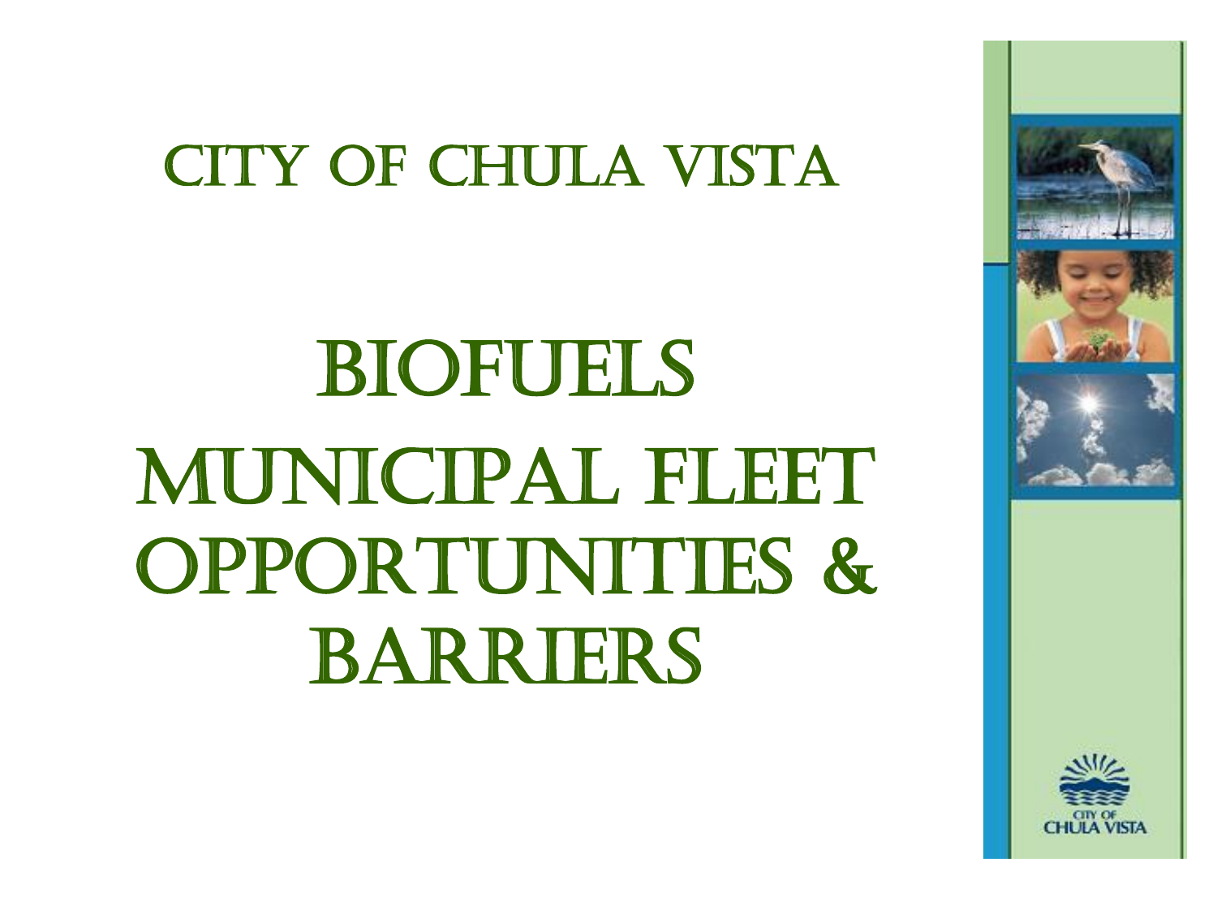# City of Chula Vista

# Biofuels Municipal Fleet Opportunities & Barriers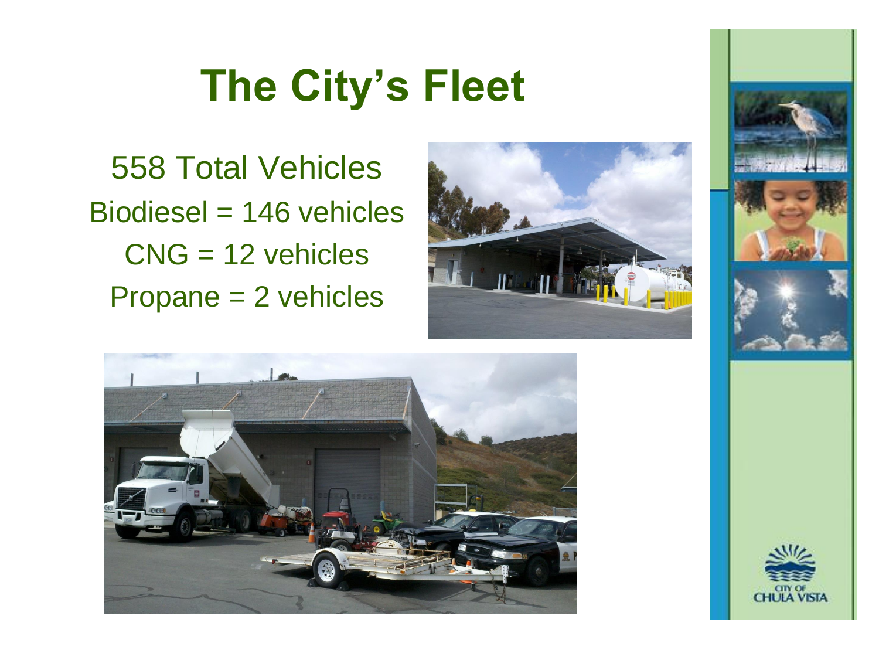# The City's Fleet

558 Total Vehicles

Biodiesel = 146 vehicles

CNG = 12 vehicles

Propane = 2 vehicles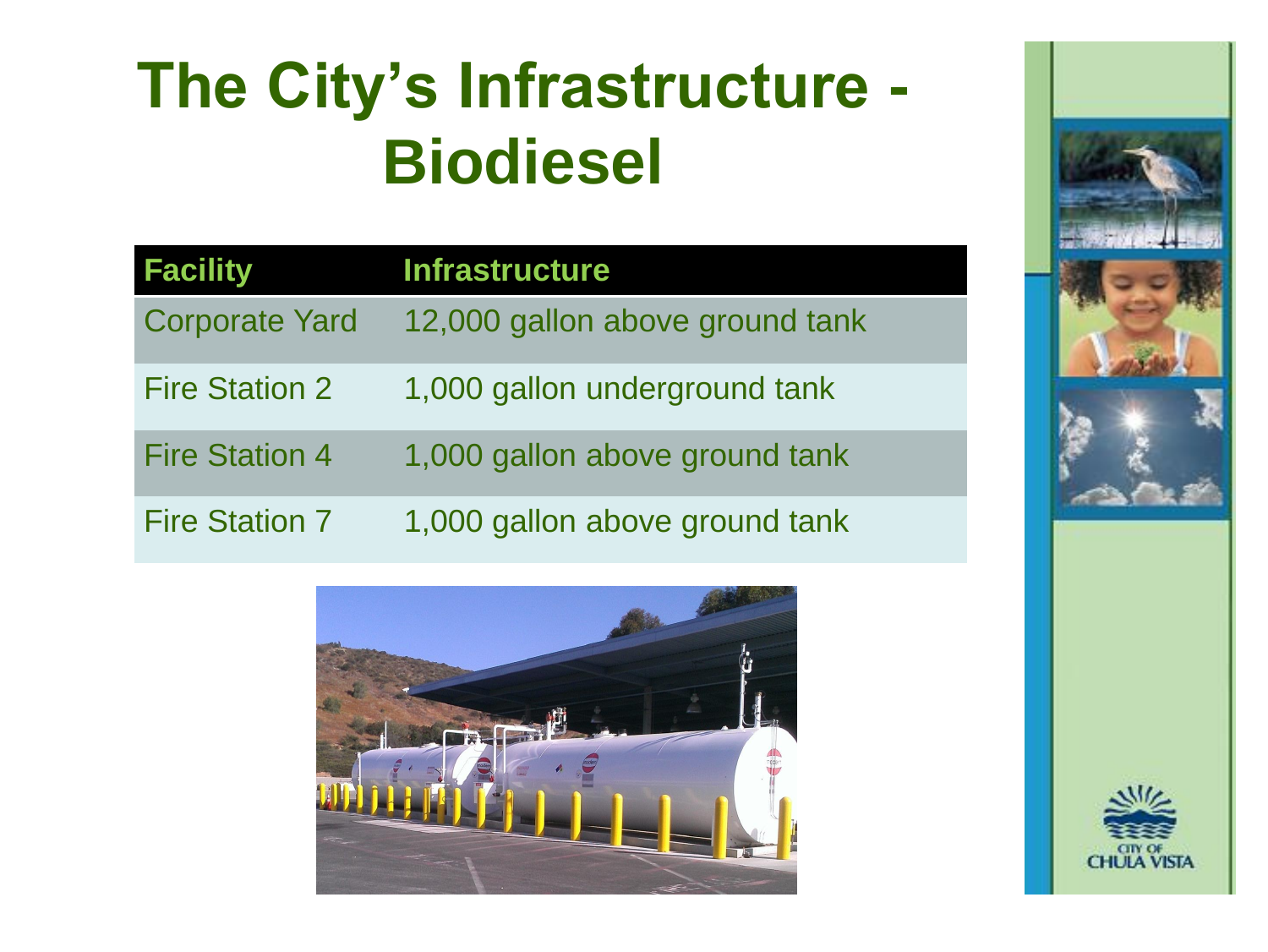# The City's Infrastructure - Biodiesel

| Facility | Infrastructure |
|---|---|
| Corporate Yard | 12,000 gallon above ground tank |
| Fire Station 2 | 1,000 gallon underground tank |
| Fire Station 4 | 1,000 gallon above ground tank |
| Fire Station 7 | 1,000 gallon above ground tank |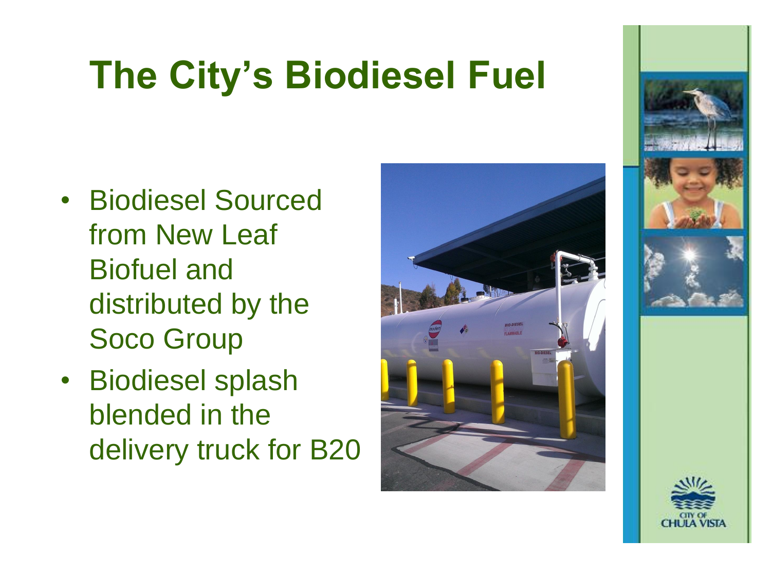# The City's Biodiesel Fuel

- Biodiesel Sourced from New Leaf Biofuel and distributed by the Soco Group
- Biodiesel splash blended in the delivery truck for B20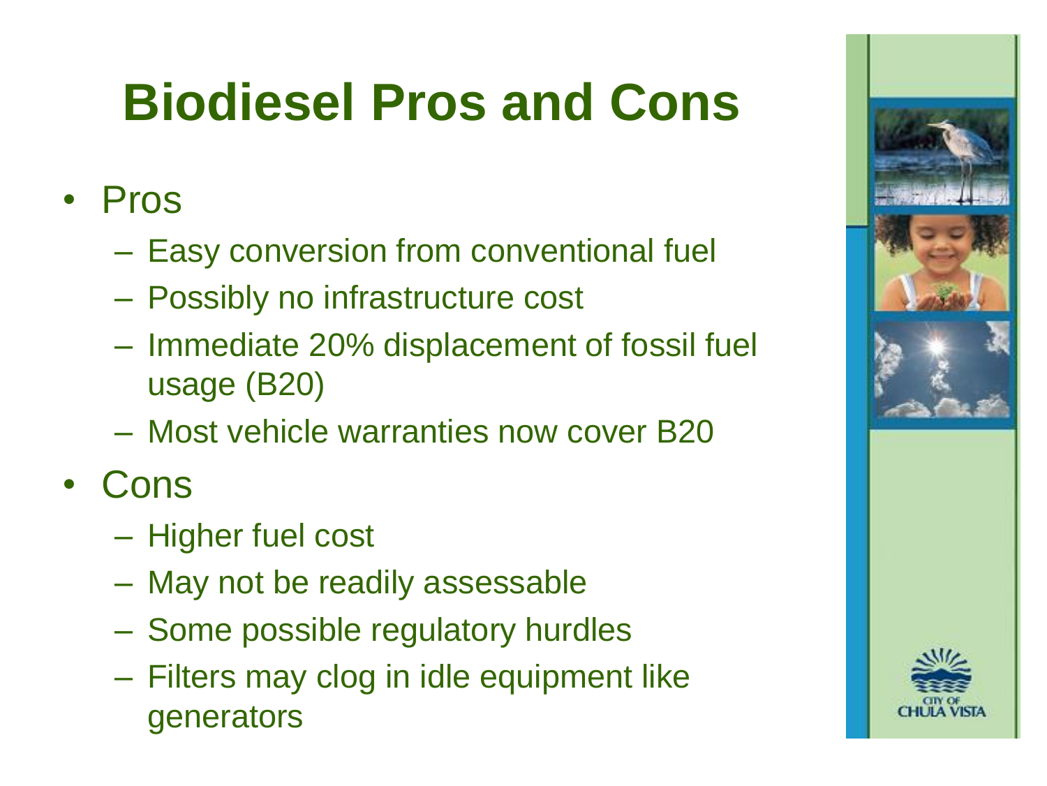# Biodiesel Pros and Cons

- Pros
  - Easy conversion from conventional fuel
  - Possibly no infrastructure cost
  - Immediate 20% displacement of fossil fuel usage (B20)
  - Most vehicle warranties now cover B20
- Cons
  - Higher fuel cost
  - May not be readily assessable
  - Some possible regulatory hurdles
  - Filters may clog in idle equipment like generators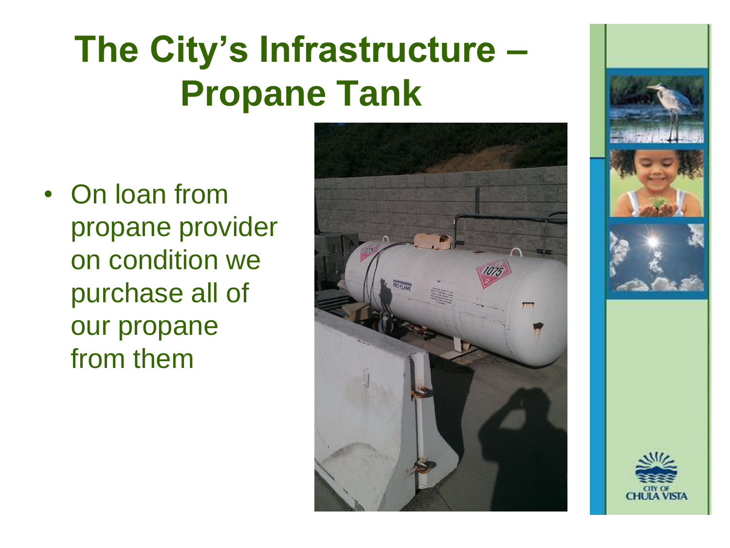# The City's Infrastructure – Propane Tank

- On loan from propane provider on condition we purchase all of our propane from them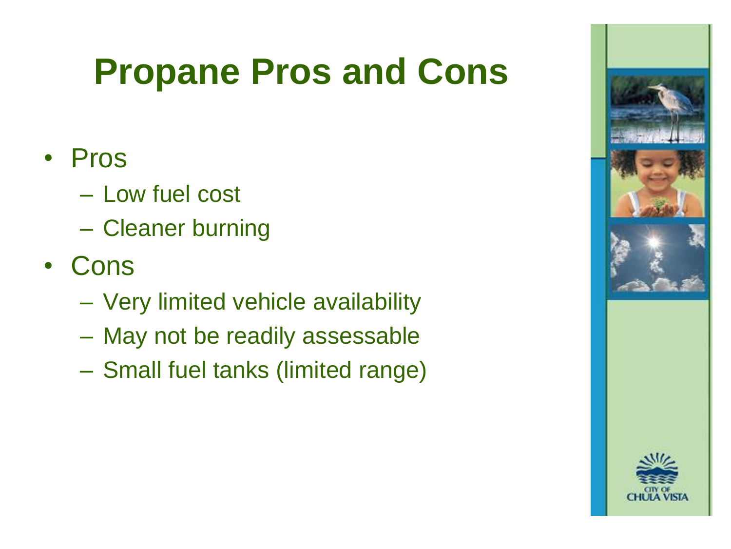# Propane Pros and Cons

- Pros
  - Low fuel cost
  - Cleaner burning
- Cons
  - Very limited vehicle availability
  - May not be readily assessable
  - Small fuel tanks (limited range)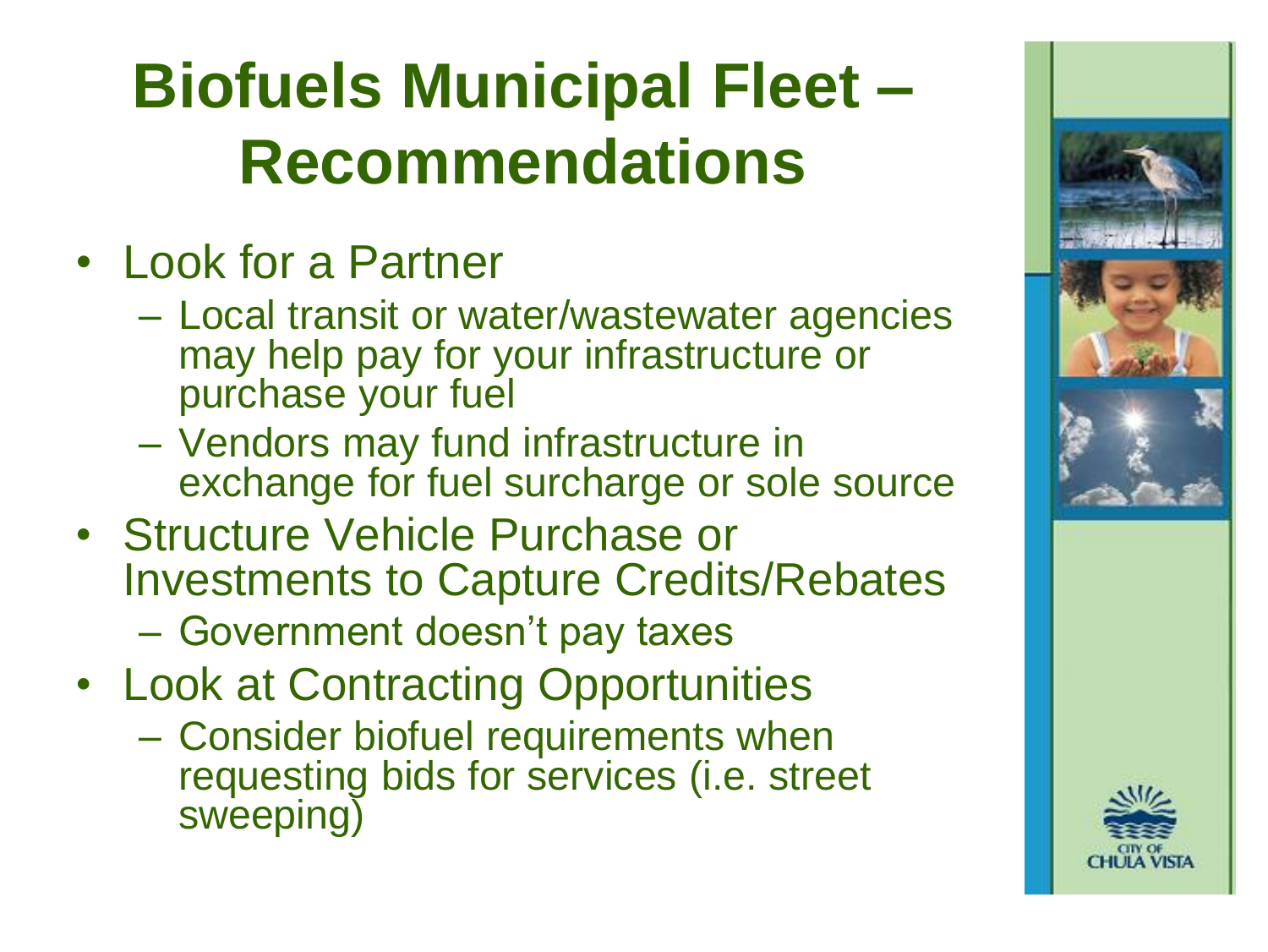# Biofuels Municipal Fleet – Recommendations

- Look for a Partner
  - Local transit or water/wastewater agencies may help pay for your infrastructure or purchase your fuel
  - Vendors may fund infrastructure in exchange for fuel surcharge or sole source
- Structure Vehicle Purchase or Investments to Capture Credits/Rebates
  - Government doesn't pay taxes
- Look at Contracting Opportunities
  - Consider biofuel requirements when requesting bids for services (i.e. street sweeping)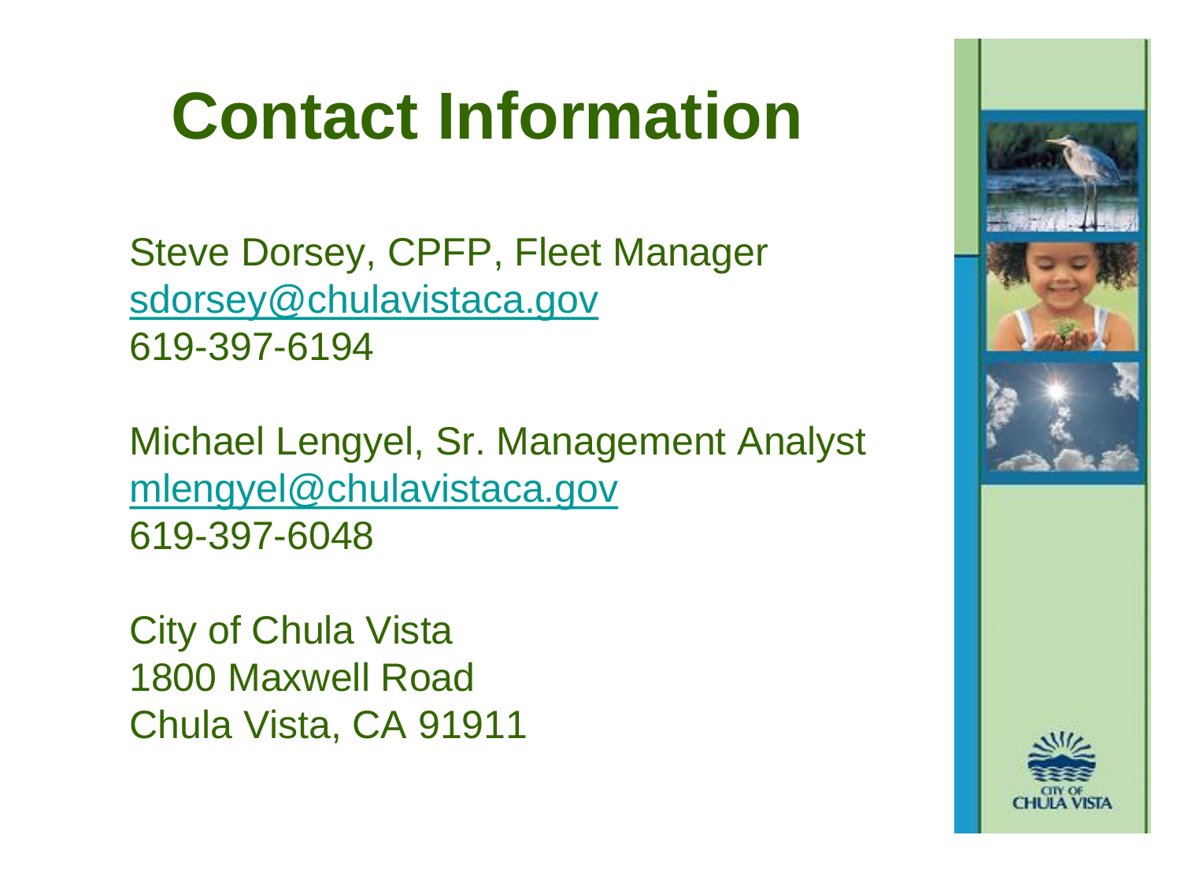# Contact Information

Steve Dorsey, CPFP, Fleet Manager
sdorsey@chulavistaca.gov
619-397-6194

Michael Lengyel, Sr. Management Analyst
mlengyel@chulavistaca.gov
619-397-6048

City of Chula Vista
1800 Maxwell Road
Chula Vista, CA 91911